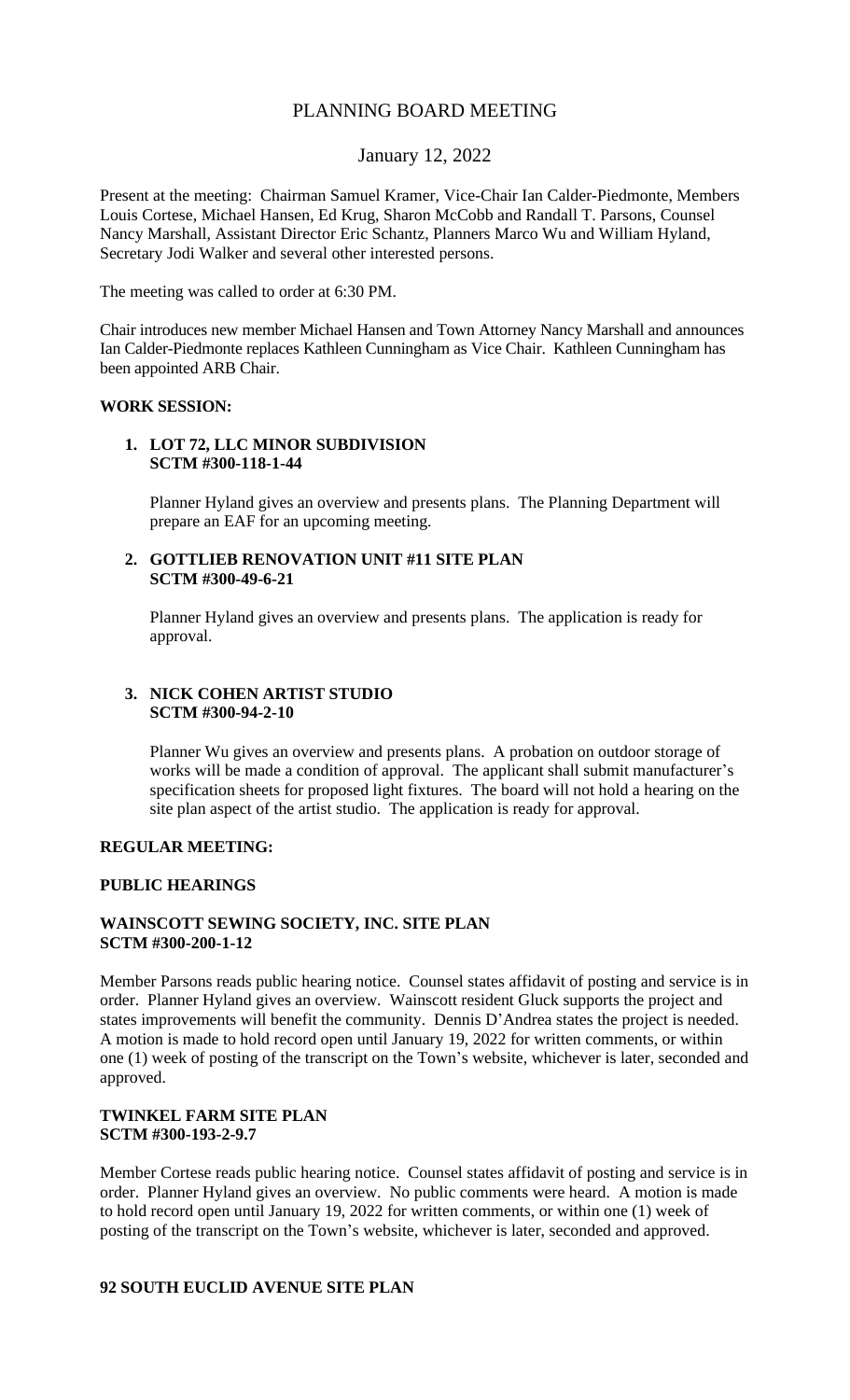# PLANNING BOARD MEETING

## January 12, 2022

Present at the meeting: Chairman Samuel Kramer, Vice-Chair Ian Calder-Piedmonte, Members Louis Cortese, Michael Hansen, Ed Krug, Sharon McCobb and Randall T. Parsons, Counsel Nancy Marshall, Assistant Director Eric Schantz, Planners Marco Wu and William Hyland, Secretary Jodi Walker and several other interested persons.

The meeting was called to order at 6:30 PM.

Chair introduces new member Michael Hansen and Town Attorney Nancy Marshall and announces Ian Calder-Piedmonte replaces Kathleen Cunningham as Vice Chair. Kathleen Cunningham has been appointed ARB Chair.

**WORK SESSION:**

1. **LOT 72, LLC MINOR SUBDIVISION**
   **SCTM #300-118-1-44**

   Planner Hyland gives an overview and presents plans. The Planning Department will prepare an EAF for an upcoming meeting.

2. **GOTTLIEB RENOVATION UNIT #11 SITE PLAN**
   **SCTM #300-49-6-21**

   Planner Hyland gives an overview and presents plans. The application is ready for approval.

3. **NICK COHEN ARTIST STUDIO**
   **SCTM #300-94-2-10**

   Planner Wu gives an overview and presents plans. A probation on outdoor storage of works will be made a condition of approval. The applicant shall submit manufacturer's specification sheets for proposed light fixtures. The board will not hold a hearing on the site plan aspect of the artist studio. The application is ready for approval.

**REGULAR MEETING:**

**PUBLIC HEARINGS**

**WAINSCOTT SEWING SOCIETY, INC. SITE PLAN**
**SCTM #300-200-1-12**

Member Parsons reads public hearing notice. Counsel states affidavit of posting and service is in order. Planner Hyland gives an overview. Wainscott resident Gluck supports the project and states improvements will benefit the community. Dennis D'Andrea states the project is needed. A motion is made to hold record open until January 19, 2022 for written comments, or within one (1) week of posting of the transcript on the Town's website, whichever is later, seconded and approved.

**TWINKEL FARM SITE PLAN**
**SCTM #300-193-2-9.7**

Member Cortese reads public hearing notice. Counsel states affidavit of posting and service is in order. Planner Hyland gives an overview. No public comments were heard. A motion is made to hold record open until January 19, 2022 for written comments, or within one (1) week of posting of the transcript on the Town's website, whichever is later, seconded and approved.

**92 SOUTH EUCLID AVENUE SITE PLAN**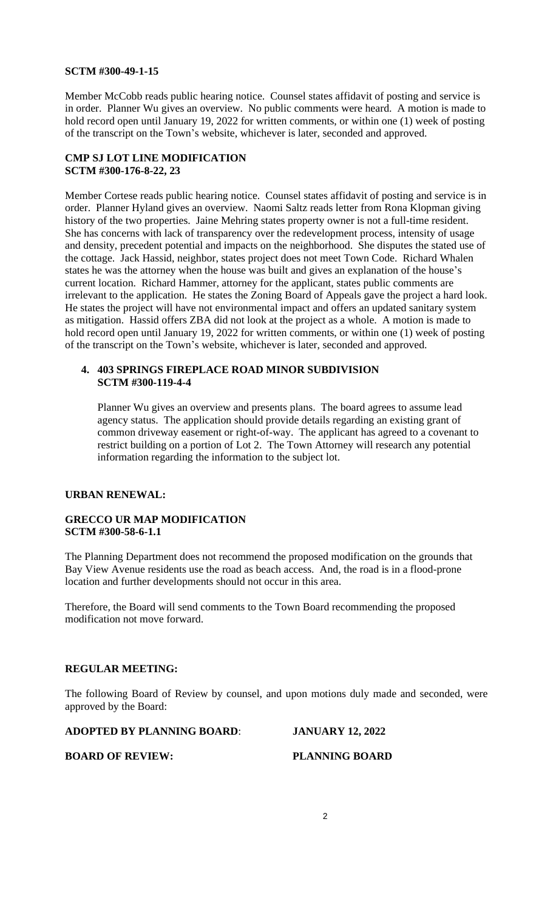**SCTM #300-49-1-15**

Member McCobb reads public hearing notice. Counsel states affidavit of posting and service is in order. Planner Wu gives an overview. No public comments were heard. A motion is made to hold record open until January 19, 2022 for written comments, or within one (1) week of posting of the transcript on the Town's website, whichever is later, seconded and approved.

**CMP SJ LOT LINE MODIFICATION**
**SCTM #300-176-8-22, 23**

Member Cortese reads public hearing notice. Counsel states affidavit of posting and service is in order. Planner Hyland gives an overview. Naomi Saltz reads letter from Rona Klopman giving history of the two properties. Jaine Mehring states property owner is not a full-time resident. She has concerns with lack of transparency over the redevelopment process, intensity of usage and density, precedent potential and impacts on the neighborhood. She disputes the stated use of the cottage. Jack Hassid, neighbor, states project does not meet Town Code. Richard Whalen states he was the attorney when the house was built and gives an explanation of the house's current location. Richard Hammer, attorney for the applicant, states public comments are irrelevant to the application. He states the Zoning Board of Appeals gave the project a hard look. He states the project will have not environmental impact and offers an updated sanitary system as mitigation. Hassid offers ZBA did not look at the project as a whole. A motion is made to hold record open until January 19, 2022 for written comments, or within one (1) week of posting of the transcript on the Town's website, whichever is later, seconded and approved.

**4. 403 SPRINGS FIREPLACE ROAD MINOR SUBDIVISION**
**SCTM #300-119-4-4**

Planner Wu gives an overview and presents plans. The board agrees to assume lead agency status. The application should provide details regarding an existing grant of common driveway easement or right-of-way. The applicant has agreed to a covenant to restrict building on a portion of Lot 2. The Town Attorney will research any potential information regarding the information to the subject lot.

**URBAN RENEWAL:**

**GRECCO UR MAP MODIFICATION**
**SCTM #300-58-6-1.1**

The Planning Department does not recommend the proposed modification on the grounds that Bay View Avenue residents use the road as beach access. And, the road is in a flood-prone location and further developments should not occur in this area.

Therefore, the Board will send comments to the Town Board recommending the proposed modification not move forward.

**REGULAR MEETING:**

The following Board of Review by counsel, and upon motions duly made and seconded, were approved by the Board:

**ADOPTED BY PLANNING BOARD**: **JANUARY 12, 2022**

**BOARD OF REVIEW:** **PLANNING BOARD**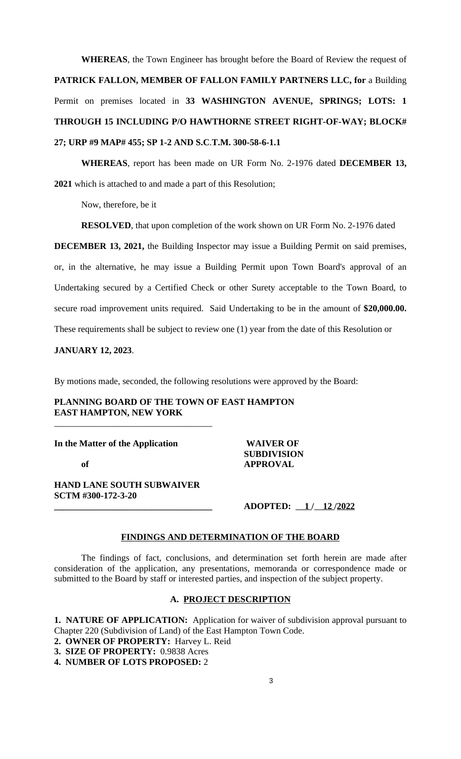**WHEREAS**, the Town Engineer has brought before the Board of Review the request of **PATRICK FALLON, MEMBER OF FALLON FAMILY PARTNERS LLC, for** a Building Permit on premises located in **33 WASHINGTON AVENUE, SPRINGS; LOTS: 1 THROUGH 15 INCLUDING P/O HAWTHORNE STREET RIGHT-OF-WAY; BLOCK# 27; URP #9 MAP# 455; SP 1-2 AND S.C.T.M. 300-58-6-1.1**

**WHEREAS**, report has been made on UR Form No. 2-1976 dated **DECEMBER 13, 2021** which is attached to and made a part of this Resolution;

Now, therefore, be it

**RESOLVED**, that upon completion of the work shown on UR Form No. 2-1976 dated **DECEMBER 13, 2021,** the Building Inspector may issue a Building Permit on said premises, or, in the alternative, he may issue a Building Permit upon Town Board's approval of an Undertaking secured by a Certified Check or other Surety acceptable to the Town Board, to secure road improvement units required. Said Undertaking to be in the amount of **$20,000.00.** These requirements shall be subject to review one (1) year from the date of this Resolution or **JANUARY 12, 2023**.

By motions made, seconded, the following resolutions were approved by the Board:

**PLANNING BOARD OF THE TOWN OF EAST HAMPTON**
**EAST HAMPTON, NEW YORK**

---

**In the Matter of the Application**

**of**

**HAND LANE SOUTH SUBWAIVER**
**SCTM #300-172-3-20**

**WAIVER OF SUBDIVISION APPROVAL**

**ADOPTED: 1 / 12 /2022**

---

**FINDINGS AND DETERMINATION OF THE BOARD**

The findings of fact, conclusions, and determination set forth herein are made after consideration of the application, any presentations, memoranda or correspondence made or submitted to the Board by staff or interested parties, and inspection of the subject property.

**A. PROJECT DESCRIPTION**

**1. NATURE OF APPLICATION:** Application for waiver of subdivision approval pursuant to Chapter 220 (Subdivision of Land) of the East Hampton Town Code.
**2. OWNER OF PROPERTY:** Harvey L. Reid
**3. SIZE OF PROPERTY:** 0.9838 Acres
**4. NUMBER OF LOTS PROPOSED:** 2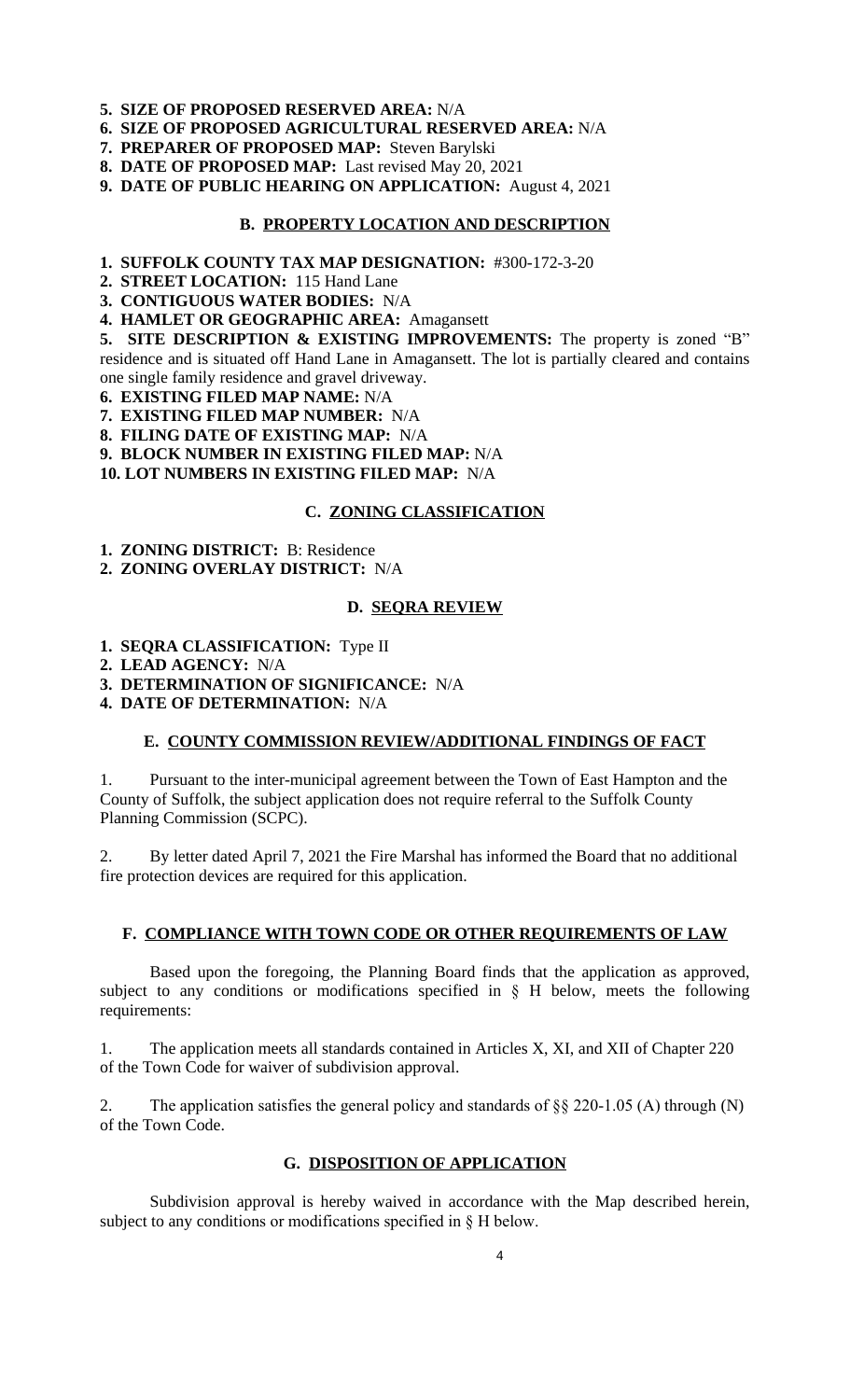**5. SIZE OF PROPOSED RESERVED AREA:** N/A

**6. SIZE OF PROPOSED AGRICULTURAL RESERVED AREA:** N/A

**7. PREPARER OF PROPOSED MAP:** Steven Barylski

**8. DATE OF PROPOSED MAP:** Last revised May 20, 2021

**9. DATE OF PUBLIC HEARING ON APPLICATION:** August 4, 2021

## B. PROPERTY LOCATION AND DESCRIPTION

**1. SUFFOLK COUNTY TAX MAP DESIGNATION:** #300-172-3-20

**2. STREET LOCATION:** 115 Hand Lane

**3. CONTIGUOUS WATER BODIES:** N/A

**4. HAMLET OR GEOGRAPHIC AREA:** Amagansett

**5. SITE DESCRIPTION & EXISTING IMPROVEMENTS:** The property is zoned "B" residence and is situated off Hand Lane in Amagansett. The lot is partially cleared and contains one single family residence and gravel driveway.

**6. EXISTING FILED MAP NAME:** N/A

**7. EXISTING FILED MAP NUMBER:** N/A

**8. FILING DATE OF EXISTING MAP:** N/A

**9. BLOCK NUMBER IN EXISTING FILED MAP:** N/A

**10. LOT NUMBERS IN EXISTING FILED MAP:** N/A

## C. ZONING CLASSIFICATION

**1. ZONING DISTRICT:** B: Residence

**2. ZONING OVERLAY DISTRICT:** N/A

## D. SEQRA REVIEW

**1. SEQRA CLASSIFICATION:** Type II

**2. LEAD AGENCY:** N/A

**3. DETERMINATION OF SIGNIFICANCE:** N/A

**4. DATE OF DETERMINATION:** N/A

## E. COUNTY COMMISSION REVIEW/ADDITIONAL FINDINGS OF FACT

1. Pursuant to the inter-municipal agreement between the Town of East Hampton and the County of Suffolk, the subject application does not require referral to the Suffolk County Planning Commission (SCPC).

2. By letter dated April 7, 2021 the Fire Marshal has informed the Board that no additional fire protection devices are required for this application.

## F. COMPLIANCE WITH TOWN CODE OR OTHER REQUIREMENTS OF LAW

Based upon the foregoing, the Planning Board finds that the application as approved, subject to any conditions or modifications specified in § H below, meets the following requirements:

1. The application meets all standards contained in Articles X, XI, and XII of Chapter 220 of the Town Code for waiver of subdivision approval.

2. The application satisfies the general policy and standards of §§ 220-1.05 (A) through (N) of the Town Code.

## G. DISPOSITION OF APPLICATION

Subdivision approval is hereby waived in accordance with the Map described herein, subject to any conditions or modifications specified in § H below.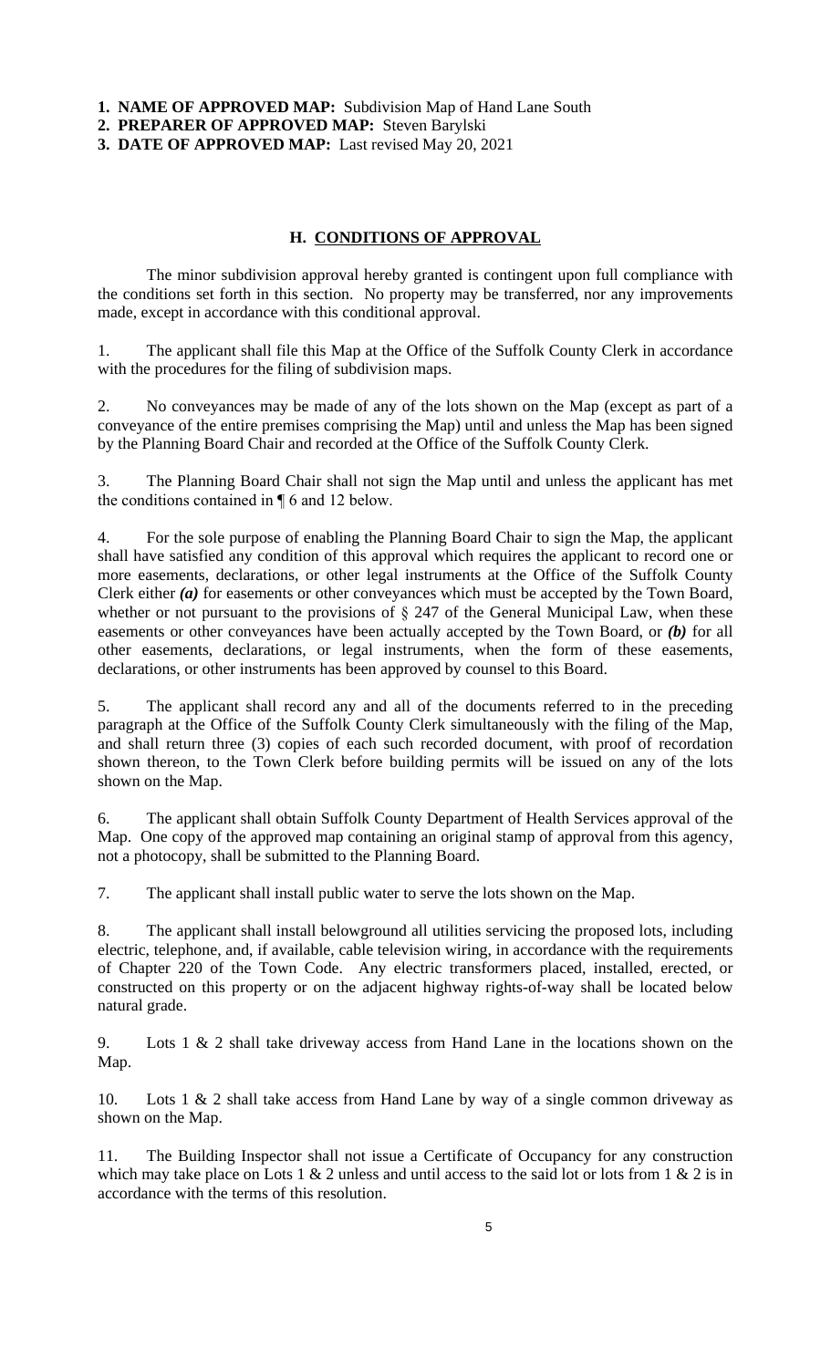**1. NAME OF APPROVED MAP:** Subdivision Map of Hand Lane South
**2. PREPARER OF APPROVED MAP:** Steven Barylski
**3. DATE OF APPROVED MAP:** Last revised May 20, 2021

## H. CONDITIONS OF APPROVAL

The minor subdivision approval hereby granted is contingent upon full compliance with the conditions set forth in this section. No property may be transferred, nor any improvements made, except in accordance with this conditional approval.

1. The applicant shall file this Map at the Office of the Suffolk County Clerk in accordance with the procedures for the filing of subdivision maps.

2. No conveyances may be made of any of the lots shown on the Map (except as part of a conveyance of the entire premises comprising the Map) until and unless the Map has been signed by the Planning Board Chair and recorded at the Office of the Suffolk County Clerk.

3. The Planning Board Chair shall not sign the Map until and unless the applicant has met the conditions contained in ¶ 6 and 12 below.

4. For the sole purpose of enabling the Planning Board Chair to sign the Map, the applicant shall have satisfied any condition of this approval which requires the applicant to record one or more easements, declarations, or other legal instruments at the Office of the Suffolk County Clerk either ***(a)*** for easements or other conveyances which must be accepted by the Town Board, whether or not pursuant to the provisions of § 247 of the General Municipal Law, when these easements or other conveyances have been actually accepted by the Town Board, or ***(b)*** for all other easements, declarations, or legal instruments, when the form of these easements, declarations, or other instruments has been approved by counsel to this Board.

5. The applicant shall record any and all of the documents referred to in the preceding paragraph at the Office of the Suffolk County Clerk simultaneously with the filing of the Map, and shall return three (3) copies of each such recorded document, with proof of recordation shown thereon, to the Town Clerk before building permits will be issued on any of the lots shown on the Map.

6. The applicant shall obtain Suffolk County Department of Health Services approval of the Map. One copy of the approved map containing an original stamp of approval from this agency, not a photocopy, shall be submitted to the Planning Board.

7. The applicant shall install public water to serve the lots shown on the Map.

8. The applicant shall install belowground all utilities servicing the proposed lots, including electric, telephone, and, if available, cable television wiring, in accordance with the requirements of Chapter 220 of the Town Code. Any electric transformers placed, installed, erected, or constructed on this property or on the adjacent highway rights-of-way shall be located below natural grade.

9. Lots 1 & 2 shall take driveway access from Hand Lane in the locations shown on the Map.

10. Lots 1 & 2 shall take access from Hand Lane by way of a single common driveway as shown on the Map.

11. The Building Inspector shall not issue a Certificate of Occupancy for any construction which may take place on Lots 1 & 2 unless and until access to the said lot or lots from 1 & 2 is in accordance with the terms of this resolution.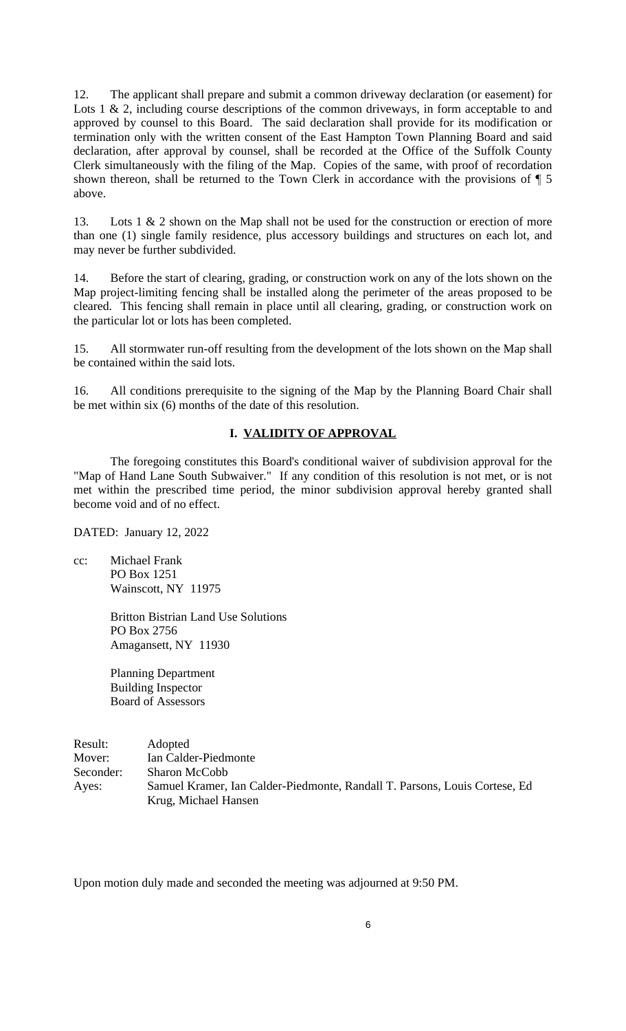12. The applicant shall prepare and submit a common driveway declaration (or easement) for Lots 1 & 2, including course descriptions of the common driveways, in form acceptable to and approved by counsel to this Board. The said declaration shall provide for its modification or termination only with the written consent of the East Hampton Town Planning Board and said declaration, after approval by counsel, shall be recorded at the Office of the Suffolk County Clerk simultaneously with the filing of the Map. Copies of the same, with proof of recordation shown thereon, shall be returned to the Town Clerk in accordance with the provisions of ¶ 5 above.

13. Lots 1 & 2 shown on the Map shall not be used for the construction or erection of more than one (1) single family residence, plus accessory buildings and structures on each lot, and may never be further subdivided.

14. Before the start of clearing, grading, or construction work on any of the lots shown on the Map project-limiting fencing shall be installed along the perimeter of the areas proposed to be cleared. This fencing shall remain in place until all clearing, grading, or construction work on the particular lot or lots has been completed.

15. All stormwater run-off resulting from the development of the lots shown on the Map shall be contained within the said lots.

16. All conditions prerequisite to the signing of the Map by the Planning Board Chair shall be met within six (6) months of the date of this resolution.

## I. VALIDITY OF APPROVAL

The foregoing constitutes this Board's conditional waiver of subdivision approval for the "Map of Hand Lane South Subwaiver." If any condition of this resolution is not met, or is not met within the prescribed time period, the minor subdivision approval hereby granted shall become void and of no effect.

DATED: January 12, 2022

cc: Michael Frank
PO Box 1251
Wainscott, NY 11975

Britton Bistrian Land Use Solutions
PO Box 2756
Amagansett, NY 11930

Planning Department
Building Inspector
Board of Assessors

| | |
|---|---|
| Result: | Adopted |
| Mover: | Ian Calder-Piedmonte |
| Seconder: | Sharon McCobb |
| Ayes: | Samuel Kramer, Ian Calder-Piedmonte, Randall T. Parsons, Louis Cortese, Ed Krug, Michael Hansen |

Upon motion duly made and seconded the meeting was adjourned at 9:50 PM.